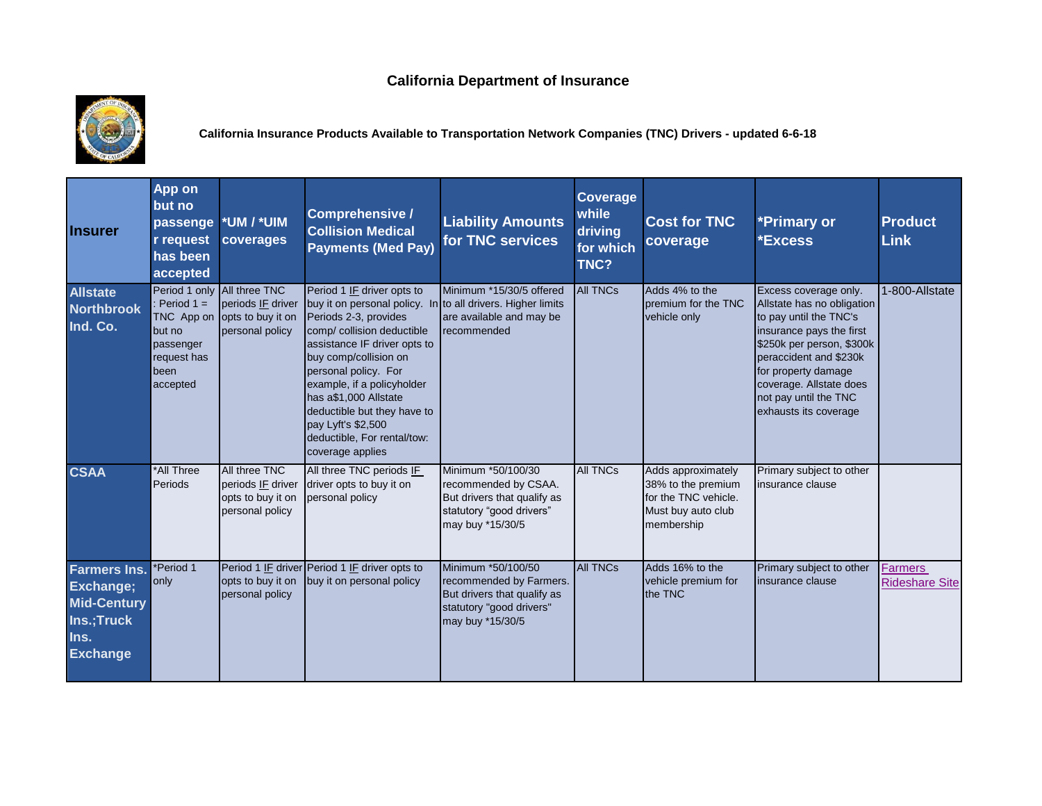# California Department of Insurance

## California Insurance Products Available to Transportation Network Companies (TNC) Drivers - updated 6-6-18

| Insurer | App on but no passenger request has been accepted | *UM / *UIM coverages | Comprehensive / Collision Medical Payments (Med Pay) | Liability Amounts for TNC services | Coverage while driving for which TNC? | Cost for TNC coverage | *Primary or *Excess | Product Link |
|---|---|---|---|---|---|---|---|---|
| Allstate Northbrook Ind. Co. | Period 1 only : Period 1 = TNC App on but no passenger request has been accepted | All three TNC periods IF driver opts to buy it on personal policy | Period 1 IF driver opts to buy it on personal policy. In Periods 2-3, provides comp/ collision deductible assistance IF driver opts to buy comp/collision on personal policy. For example, if a policyholder has a$1,000 Allstate deductible but they have to pay Lyft's $2,500 deductible, For rental/tow: coverage applies | Minimum *15/30/5 offered to all drivers. Higher limits are available and may be recommended | All TNCs | Adds 4% to the premium for the TNC vehicle only | Excess coverage only. Allstate has no obligation to pay until the TNC's insurance pays the first $250k per person, $300k peraccident and $230k for property damage coverage. Allstate does not pay until the TNC exhausts its coverage | 1-800-Allstate |
| CSAA | *All Three Periods | All three TNC periods IF driver opts to buy it on personal policy | All three TNC periods IF driver opts to buy it on personal policy | Minimum *50/100/30 recommended by CSAA. But drivers that qualify as statutory "good drivers" may buy *15/30/5 | All TNCs | Adds approximately 38% to the premium for the TNC vehicle. Must buy auto club membership | Primary subject to other insurance clause | |
| Farmers Ins. Exchange; Mid-Century Ins.;Truck Ins. Exchange | *Period 1 only | Period 1 IF driver opts to buy it on personal policy | Period 1 IF driver opts to buy it on personal policy | Minimum *50/100/50 recommended by Farmers. But drivers that qualify as statutory "good drivers" may buy *15/30/5 | All TNCs | Adds 16% to the vehicle premium for the TNC | Primary subject to other insurance clause | Farmers Rideshare Site |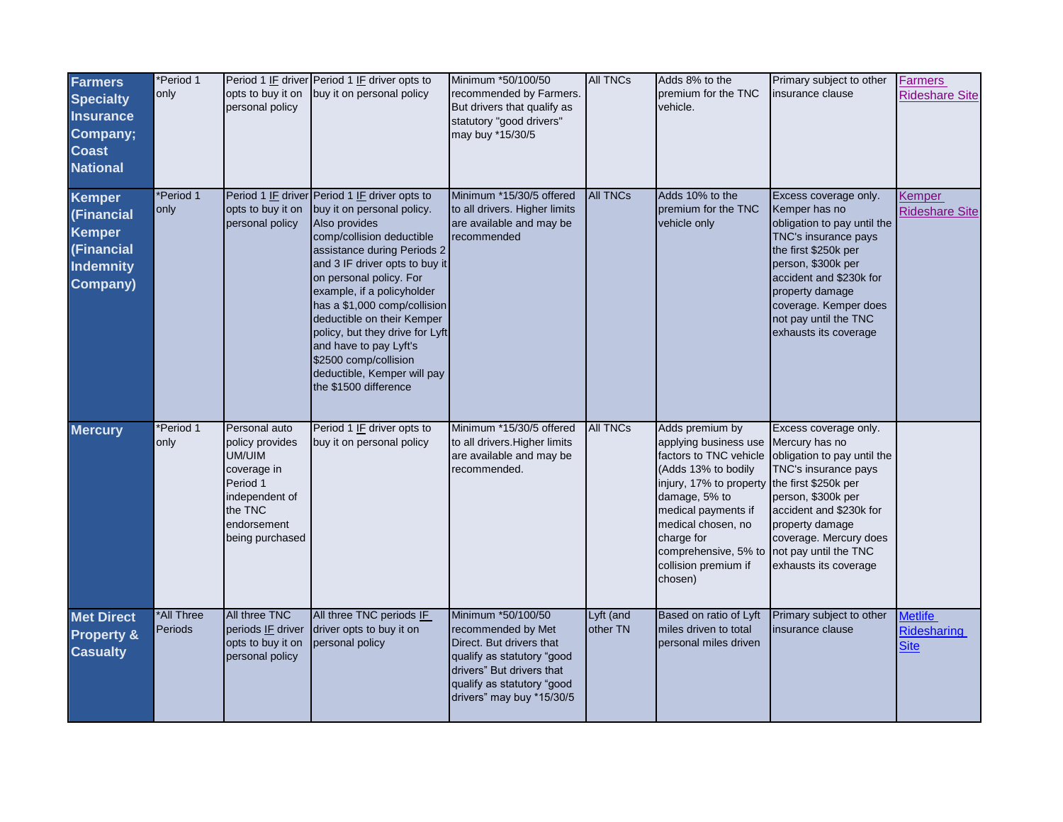| | | | | | | | | |
|---|---|---|---|---|---|---|---|---|
| **Farmers Specialty Insurance Company; Coast National** | *Period 1 only | Period 1 IF driver opts to buy it on personal policy | Period 1 IF driver opts to buy it on personal policy | Minimum *50/100/50 recommended by Farmers. But drivers that qualify as statutory "good drivers" may buy *15/30/5 | All TNCs | Adds 8% to the premium for the TNC vehicle. | Primary subject to other insurance clause | Farmers Rideshare Site |
| **Kemper (Financial Kemper (Financial Indemnity Company)** | *Period 1 only | Period 1 IF driver opts to buy it on personal policy | Period 1 IF driver opts to buy it on personal policy. Also provides comp/collision deductible assistance during Periods 2 and 3 IF driver opts to buy it on personal policy. For example, if a policyholder has a $1,000 comp/collision deductible on their Kemper policy, but they drive for Lyft and have to pay Lyft's $2500 comp/collision deductible, Kemper will pay the $1500 difference | Minimum *15/30/5 offered to all drivers. Higher limits are available and may be recommended | All TNCs | Adds 10% to the premium for the TNC vehicle only | Excess coverage only. Kemper has no obligation to pay until the TNC's insurance pays the first $250k per person, $300k per accident and $230k for property damage coverage. Kemper does not pay until the TNC exhausts its coverage | Kemper Rideshare Site |
| **Mercury** | *Period 1 only | Personal auto policy provides UM/UIM coverage in Period 1 independent of the TNC endorsement being purchased | Period 1 IF driver opts to buy it on personal policy | Minimum *15/30/5 offered to all drivers.Higher limits are available and may be recommended. | All TNCs | Adds premium by applying business use factors to TNC vehicle (Adds 13% to bodily injury, 17% to property damage, 5% to medical payments if medical chosen, no charge for comprehensive, 5% to collision premium if chosen) | Excess coverage only. Mercury has no obligation to pay until the TNC's insurance pays the first $250k per person, $300k per accident and $230k for property damage coverage. Mercury does not pay until the TNC exhausts its coverage | |
| **Met Direct Property & Casualty** | *All Three Periods | All three TNC periods IF driver opts to buy it on personal policy | All three TNC periods IF driver opts to buy it on personal policy | Minimum *50/100/50 recommended by Met Direct. But drivers that qualify as statutory "good drivers" But drivers that qualify as statutory "good drivers" may buy *15/30/5 | Lyft (and other TN | Based on ratio of Lyft miles driven to total personal miles driven | Primary subject to other insurance clause | Metlife Ridesharing Site |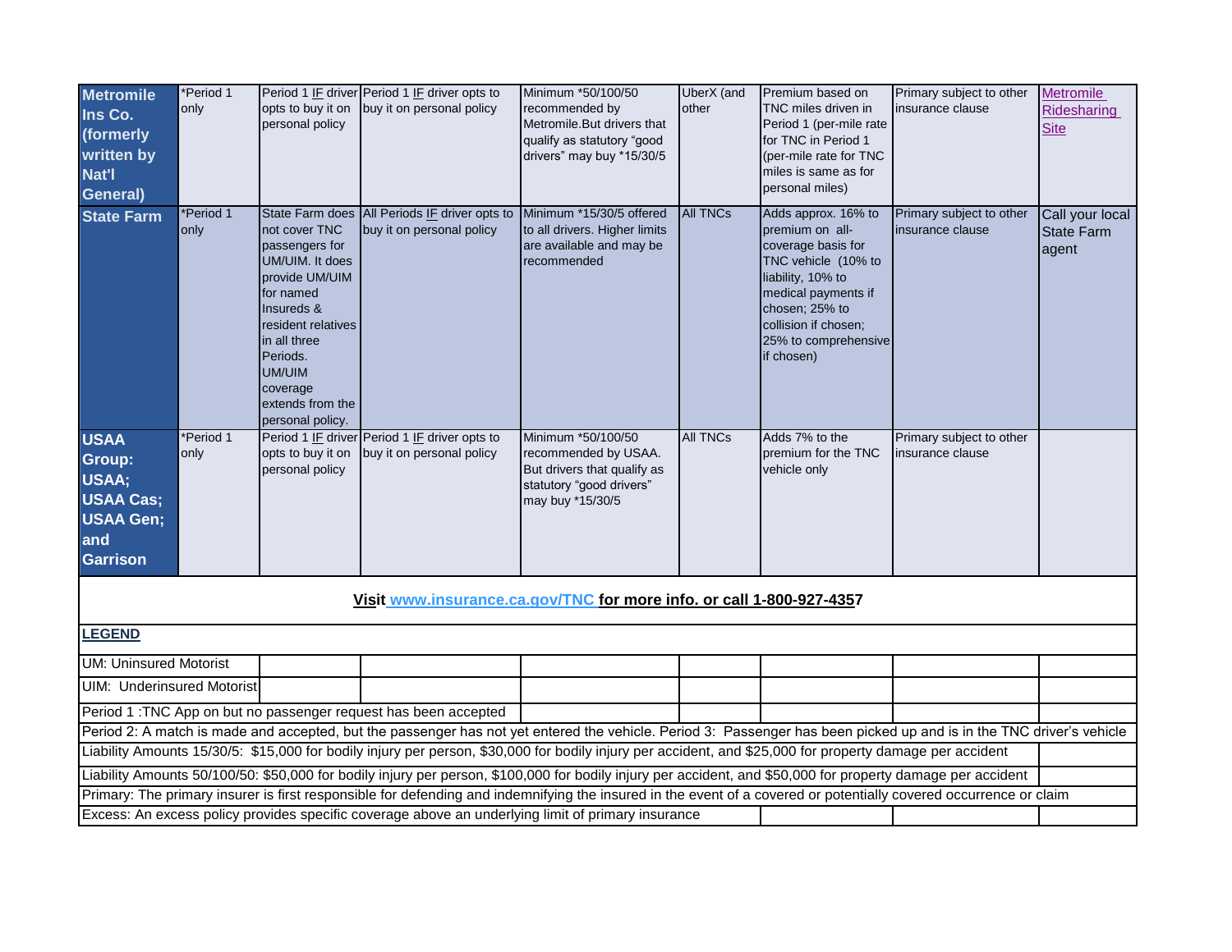| | | | | | | | | |
|---|---|---|---|---|---|---|---|---|
| **Metromile Ins Co. (formerly written by Nat'l General)** | *Period 1 only | Period 1 IF driver opts to buy it on personal policy | Period 1 IF driver opts to buy it on personal policy | Minimum *50/100/50 recommended by Metromile.But drivers that qualify as statutory "good drivers" may buy *15/30/5 | UberX (and other | Premium based on TNC miles driven in Period 1 (per-mile rate for TNC in Period 1 (per-mile rate for TNC miles is same as for personal miles) | Primary subject to other insurance clause | Metromile Ridesharing Site |
| **State Farm** | *Period 1 only | State Farm does not cover TNC passengers for UM/UIM. It does provide UM/UIM for named Insureds & resident relatives in all three Periods. UM/UIM coverage extends from the personal policy. | All Periods IF driver opts to buy it on personal policy | Minimum *15/30/5 offered to all drivers. Higher limits are available and may be recommended | All TNCs | Adds approx. 16% to premium on all-coverage basis for TNC vehicle (10% to liability, 10% to medical payments if chosen; 25% to collision if chosen; 25% to comprehensive if chosen) | Primary subject to other insurance clause | Call your local State Farm agent |
| **USAA Group: USAA; USAA Cas; USAA Gen; and Garrison** | *Period 1 only | Period 1 IF driver opts to buy it on personal policy | Period 1 IF driver opts to buy it on personal policy | Minimum *50/100/50 recommended by USAA. But drivers that qualify as statutory "good drivers" may buy *15/30/5 | All TNCs | Adds 7% to the premium for the TNC vehicle only | Primary subject to other insurance clause | |

**Visit www.insurance.ca.gov/TNC for more info. or call 1-800-927-4357**

**LEGEND**

UM: Uninsured Motorist

UIM: Underinsured Motorist

Period 1 :TNC App on but no passenger request has been accepted

Period 2: A match is made and accepted, but the passenger has not yet entered the vehicle. Period 3: Passenger has been picked up and is in the TNC driver's vehicle

Liability Amounts 15/30/5: $15,000 for bodily injury per person, $30,000 for bodily injury per accident, and $25,000 for property damage per accident

Liability Amounts 50/100/50: $50,000 for bodily injury per person, $100,000 for bodily injury per accident, and $50,000 for property damage per accident

Primary: The primary insurer is first responsible for defending and indemnifying the insured in the event of a covered or potentially covered occurrence or claim

Excess: An excess policy provides specific coverage above an underlying limit of primary insurance